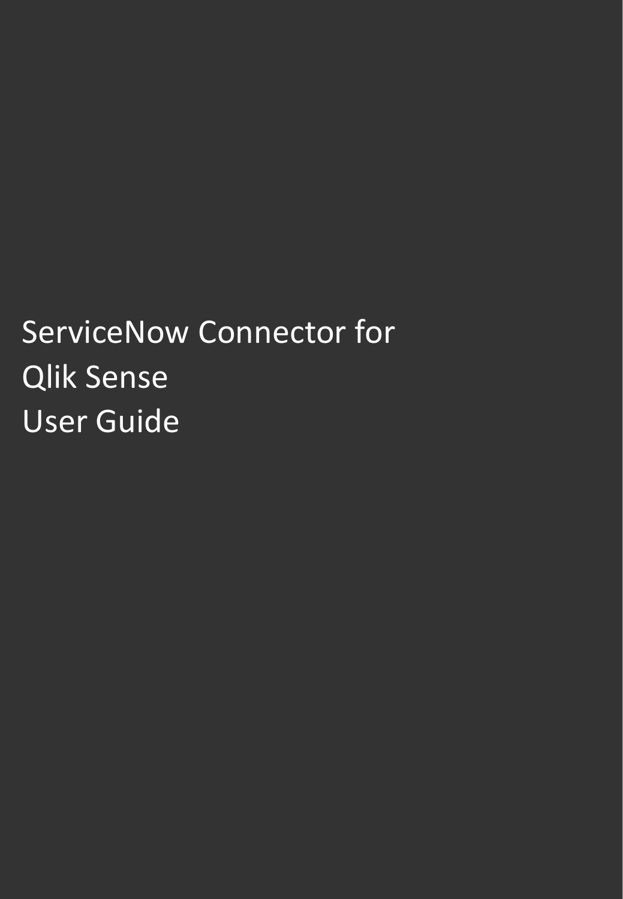# ServiceNow Connector for Qlik Sense User Guide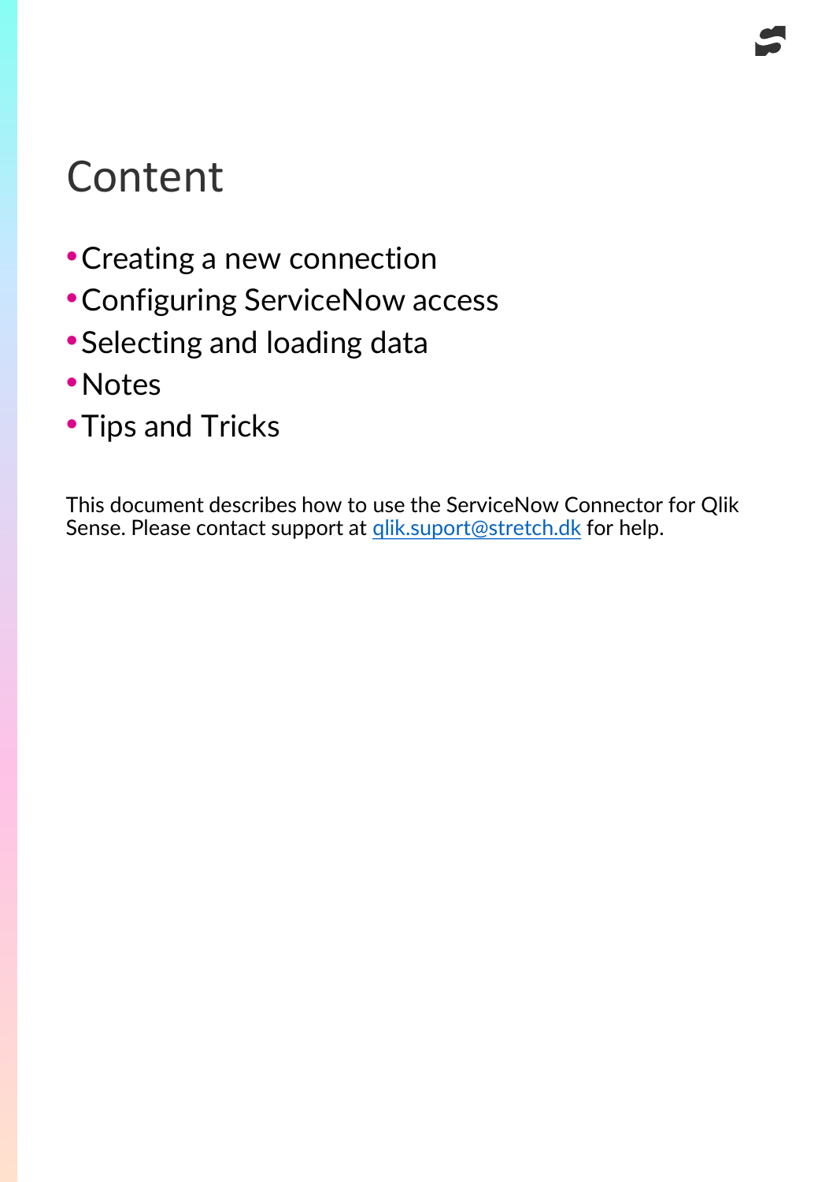# Content

- Creating a new connection
- Configuring ServiceNow access
- Selecting and loading data
- Notes
- Tips and Tricks

This document describes how to use the ServiceNow Connector for Qlik Sense. Please contact support at qlik.suport@stretch.dk for help.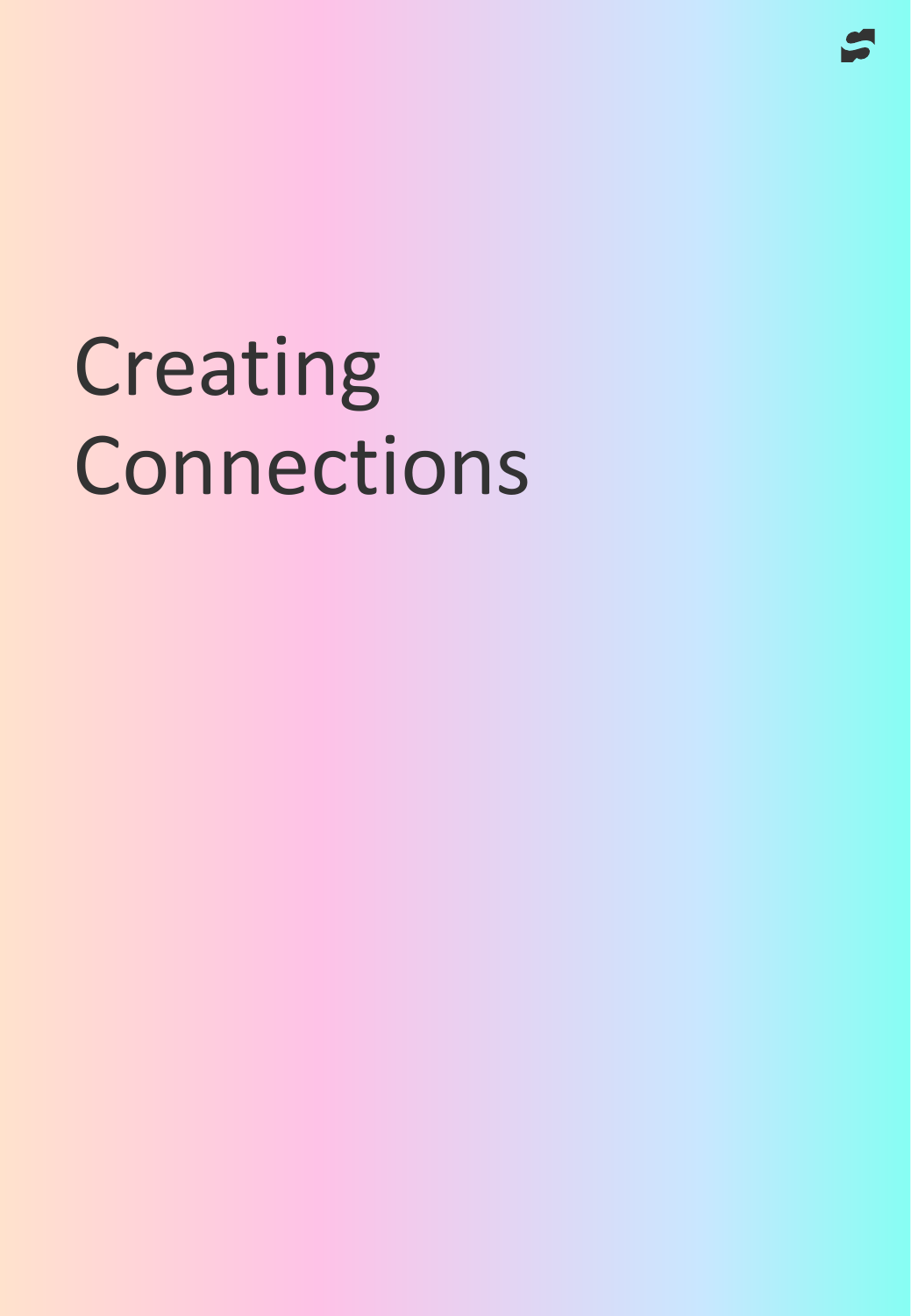# Creating Connections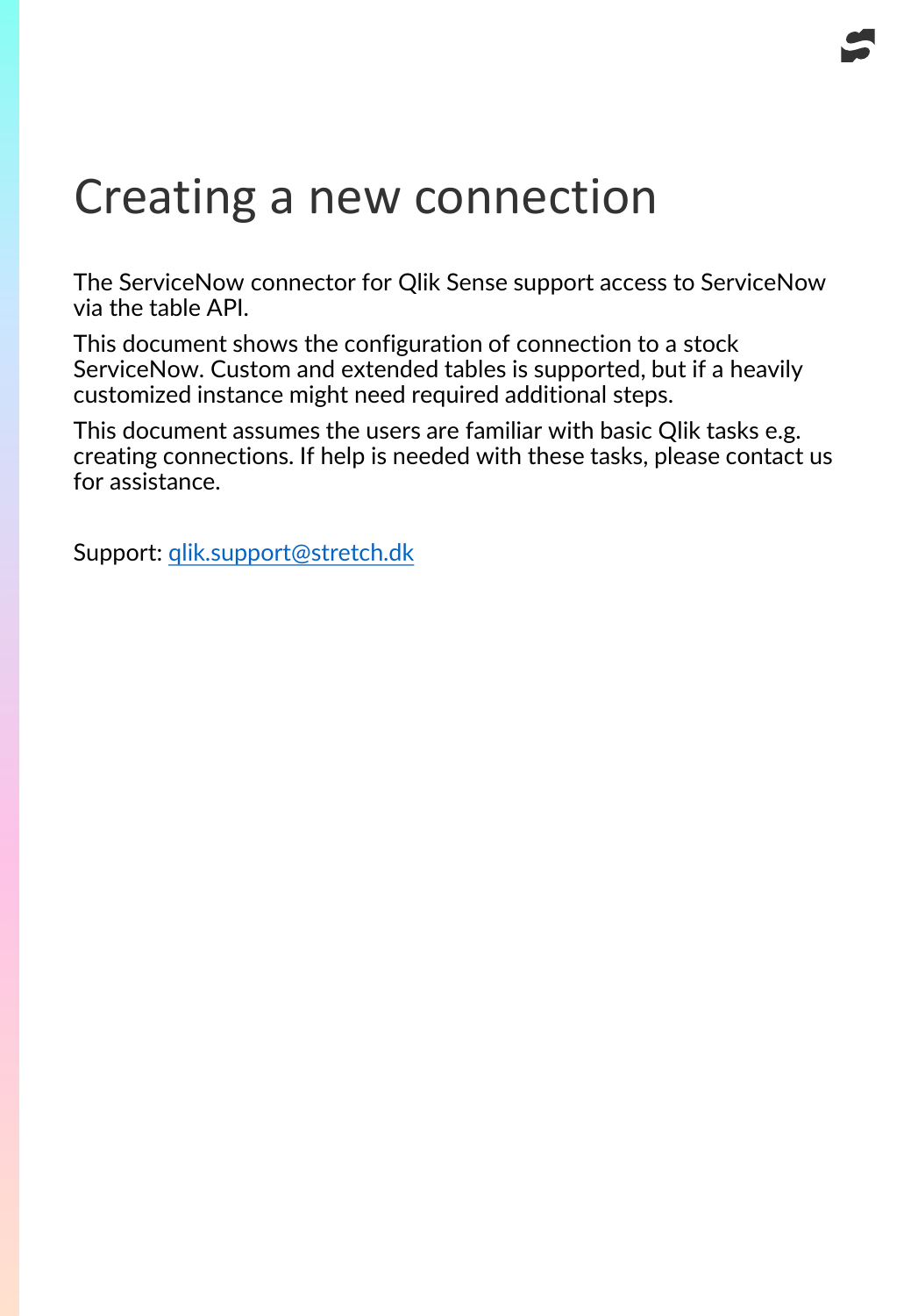# Creating a new connection

The ServiceNow connector for Qlik Sense support access to ServiceNow via the table API.

This document shows the configuration of connection to a stock ServiceNow. Custom and extended tables is supported, but if a heavily customized instance might need required additional steps.

This document assumes the users are familiar with basic Qlik tasks e.g. creating connections. If help is needed with these tasks, please contact us for assistance.

Support: [qlik.support@stretch.dk](mailto:qlik.support@stretch.dk)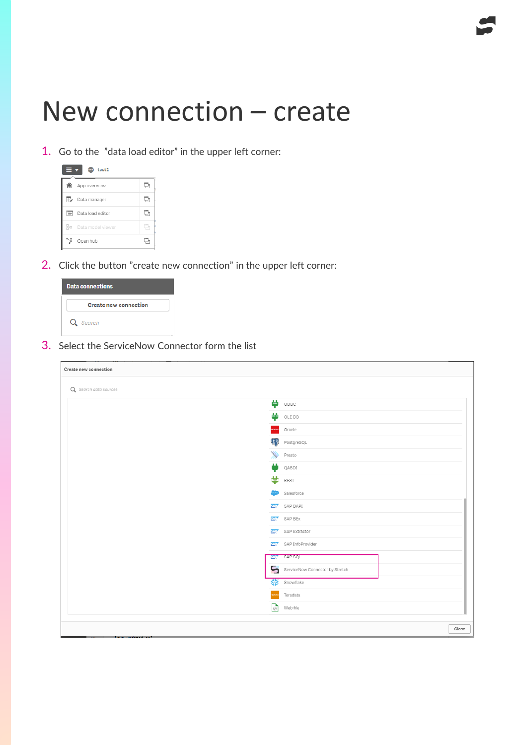# New connection – create

1. Go to the "data load editor" in the upper left corner:

2. Click the button "create new connection" in the upper left corner:

3. Select the ServiceNow Connector form the list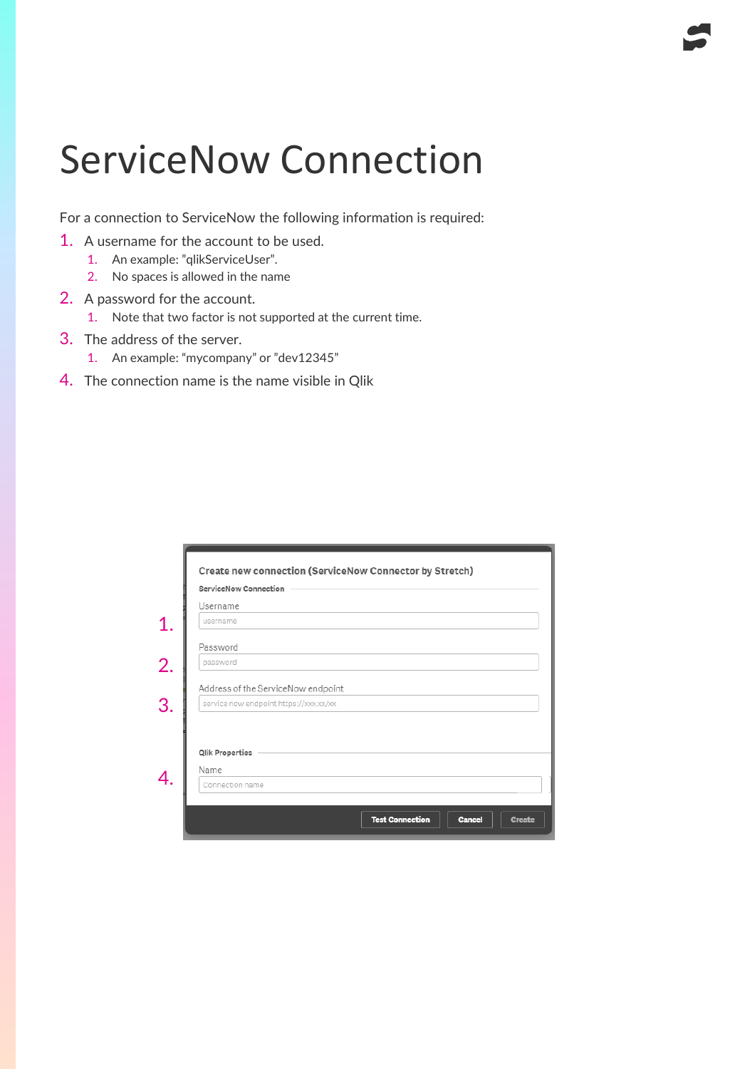# ServiceNow Connection

For a connection to ServiceNow the following information is required:

1. A username for the account to be used.
   1. An example: "qlikServiceUser".
   2. No spaces is allowed in the name
2. A password for the account.
   1. Note that two factor is not supported at the current time.
3. The address of the server.
   1. An example: "mycompany" or "dev12345"
4. The connection name is the name visible in Qlik

1.
2.
3.
4.

**Create new connection (ServiceNow Connector by Stretch)**

**ServiceNow Connection**

Username

username

Password

password

Address of the ServiceNow endpoint

service now endpoint https://xxx.xx/xx

**Qlik Properties**

Name

Connection name

Test Connection | Cancel | Create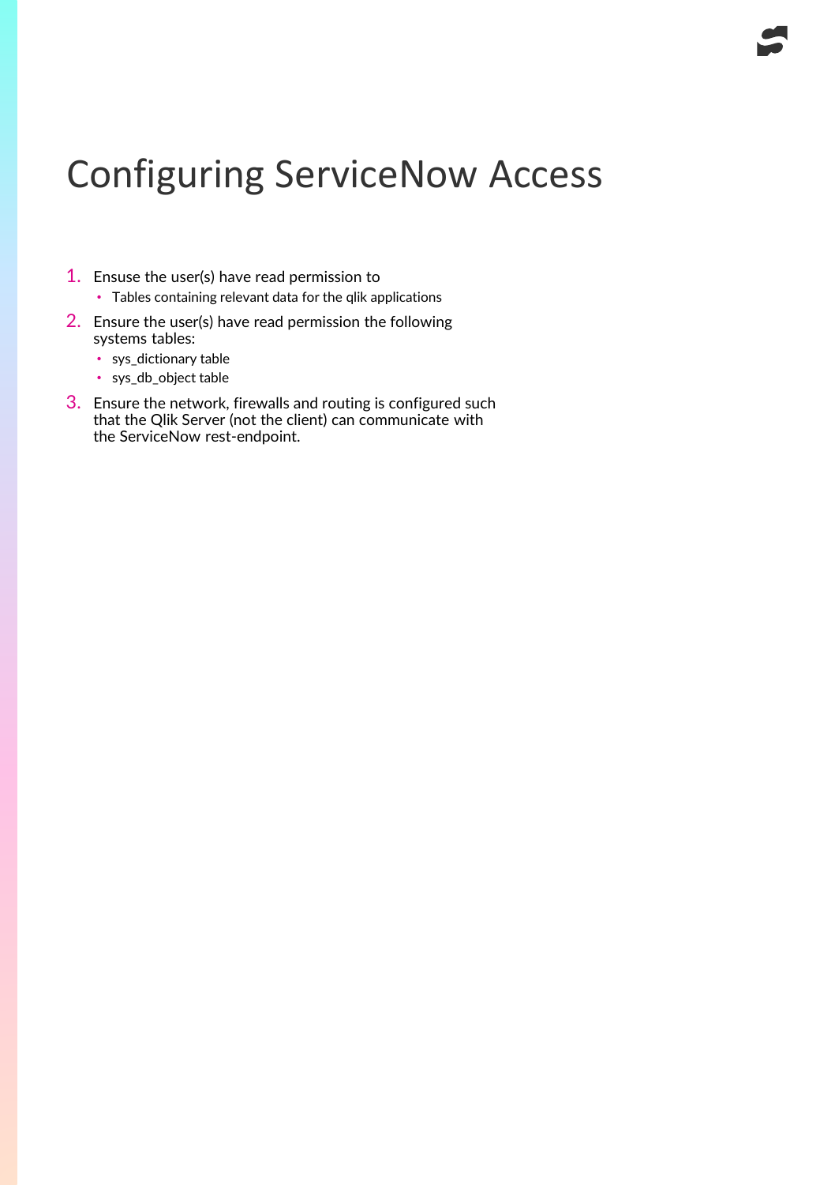# Configuring ServiceNow Access

1. Ensuse the user(s) have read permission to
   - Tables containing relevant data for the qlik applications
2. Ensure the user(s) have read permission the following systems tables:
   - sys_dictionary table
   - sys_db_object table
3. Ensure the network, firewalls and routing is configured such that the Qlik Server (not the client) can communicate with the ServiceNow rest-endpoint.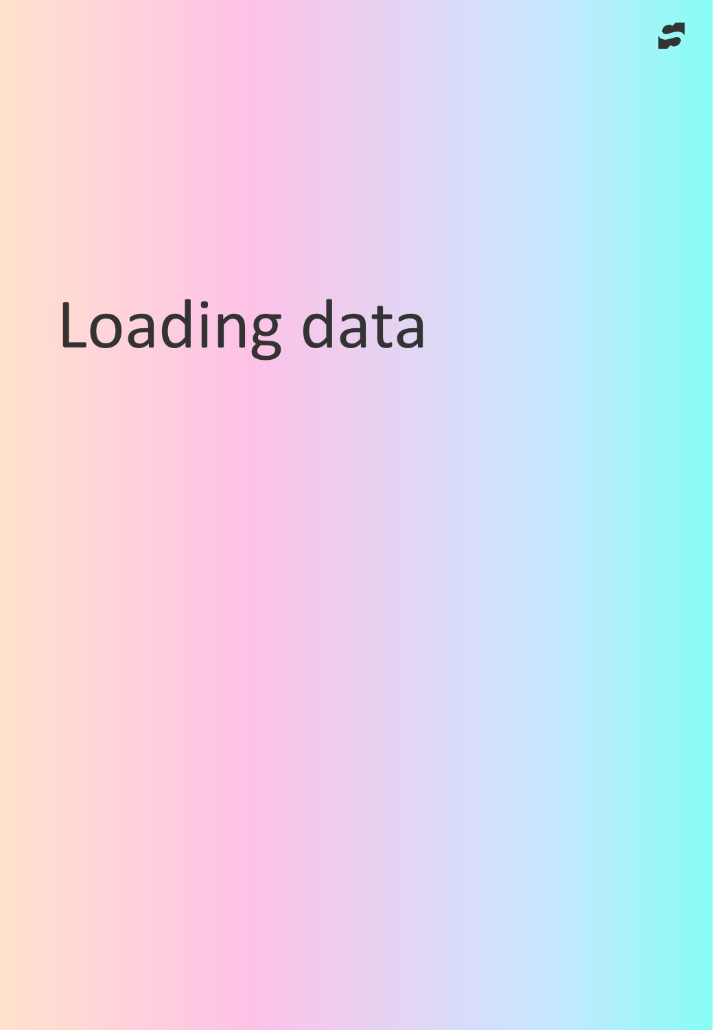# Loading data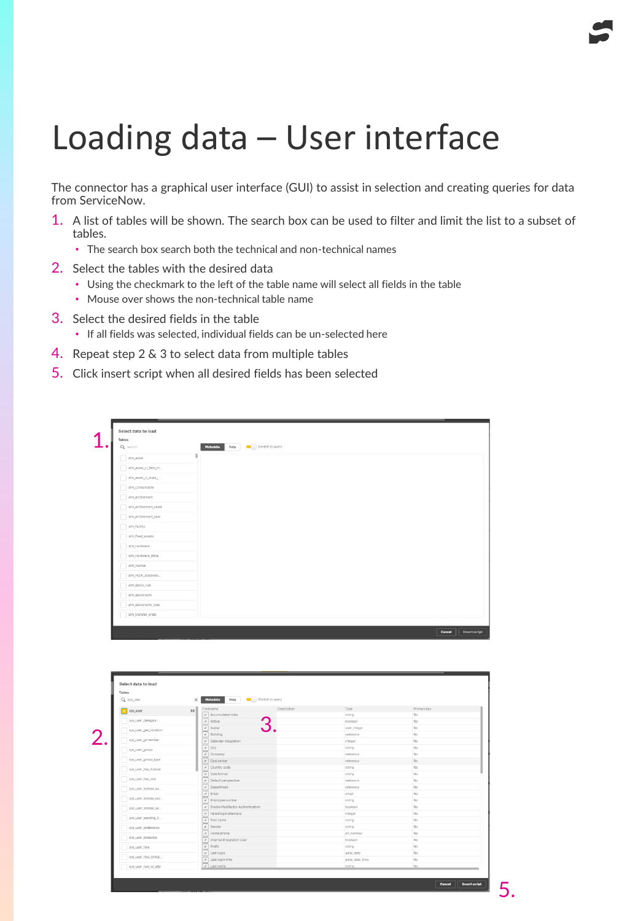# Loading data – User interface

The connector has a graphical user interface (GUI) to assist in selection and creating queries for data from ServiceNow.

1. A list of tables will be shown. The search box can be used to filter and limit the list to a subset of tables.
   - The search box search both the technical and non-technical names
2. Select the tables with the desired data
   - Using the checkmark to the left of the table name will select all fields in the table
   - Mouse over shows the non-technical table name
3. Select the desired fields in the table
   - If all fields was selected, individual fields can be un-selected here
4. Repeat step 2 & 3 to select data from multiple tables
5. Click insert script when all desired fields has been selected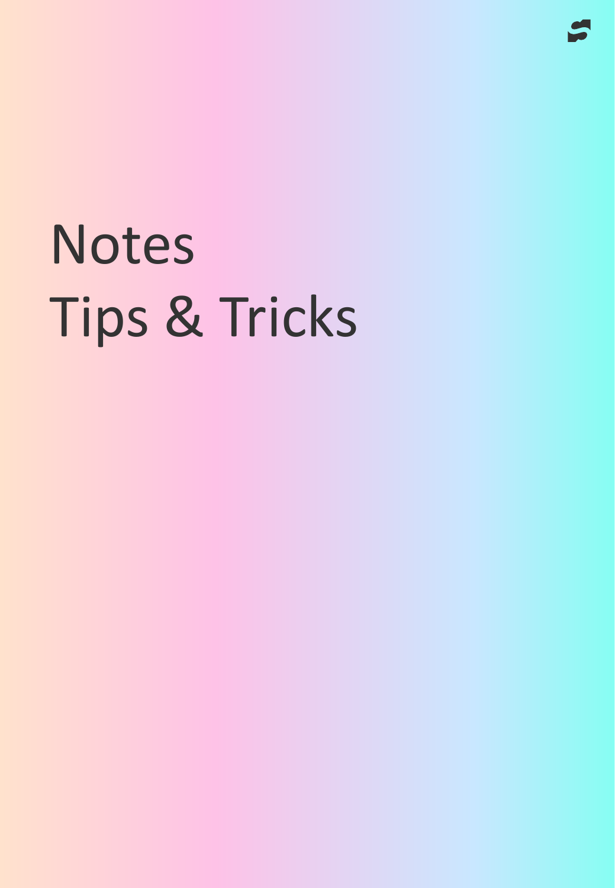# Notes
# Tips & Tricks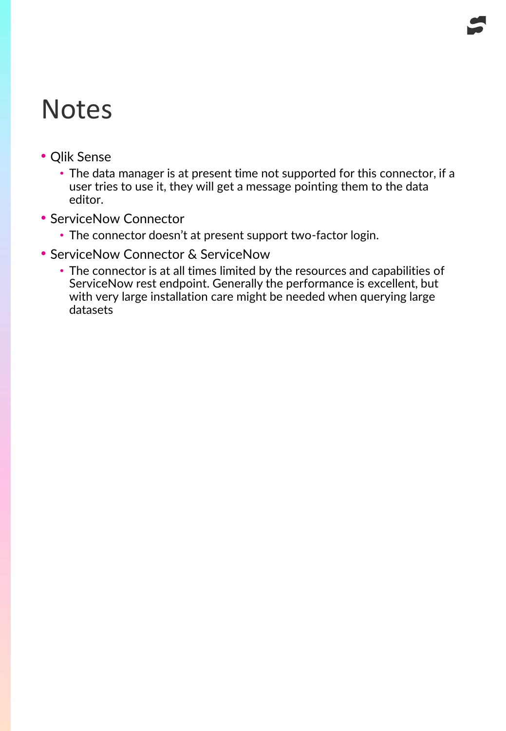# Notes

- Qlik Sense
  - The data manager is at present time not supported for this connector, if a user tries to use it, they will get a message pointing them to the data editor.
- ServiceNow Connector
  - The connector doesn't at present support two-factor login.
- ServiceNow Connector & ServiceNow
  - The connector is at all times limited by the resources and capabilities of ServiceNow rest endpoint. Generally the performance is excellent, but with very large installation care might be needed when querying large datasets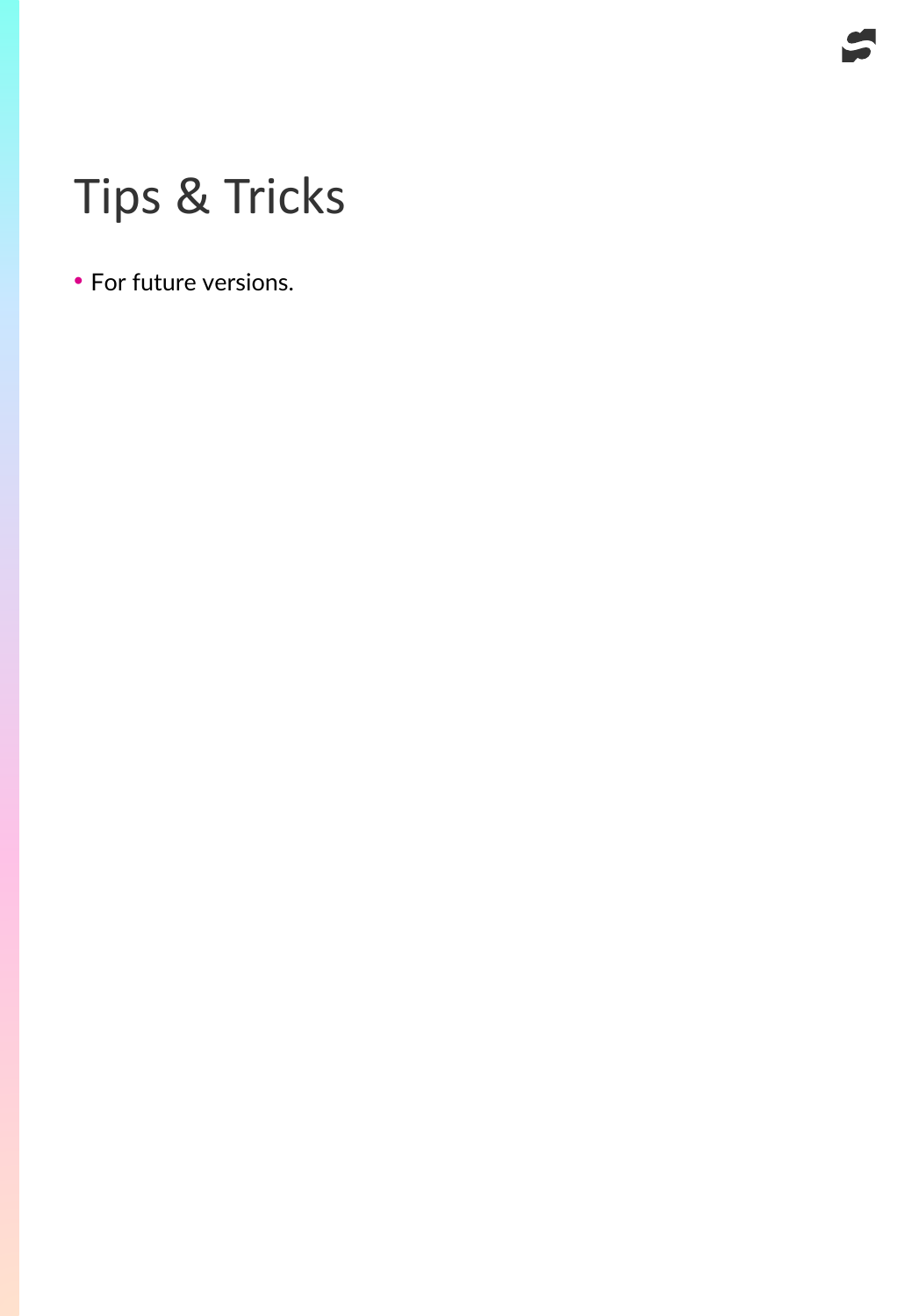# Tips & Tricks

- For future versions.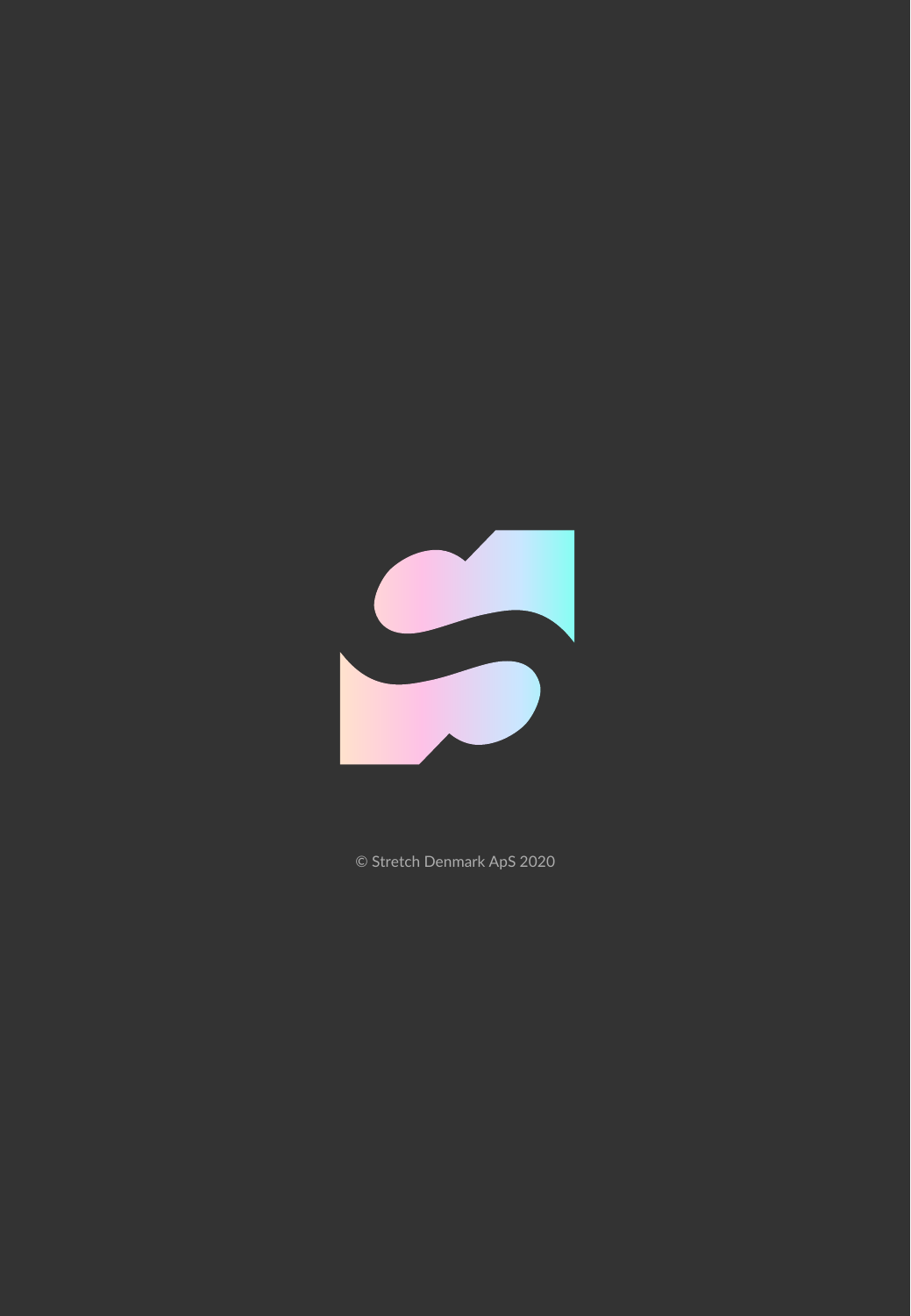© Stretch Denmark ApS 2020